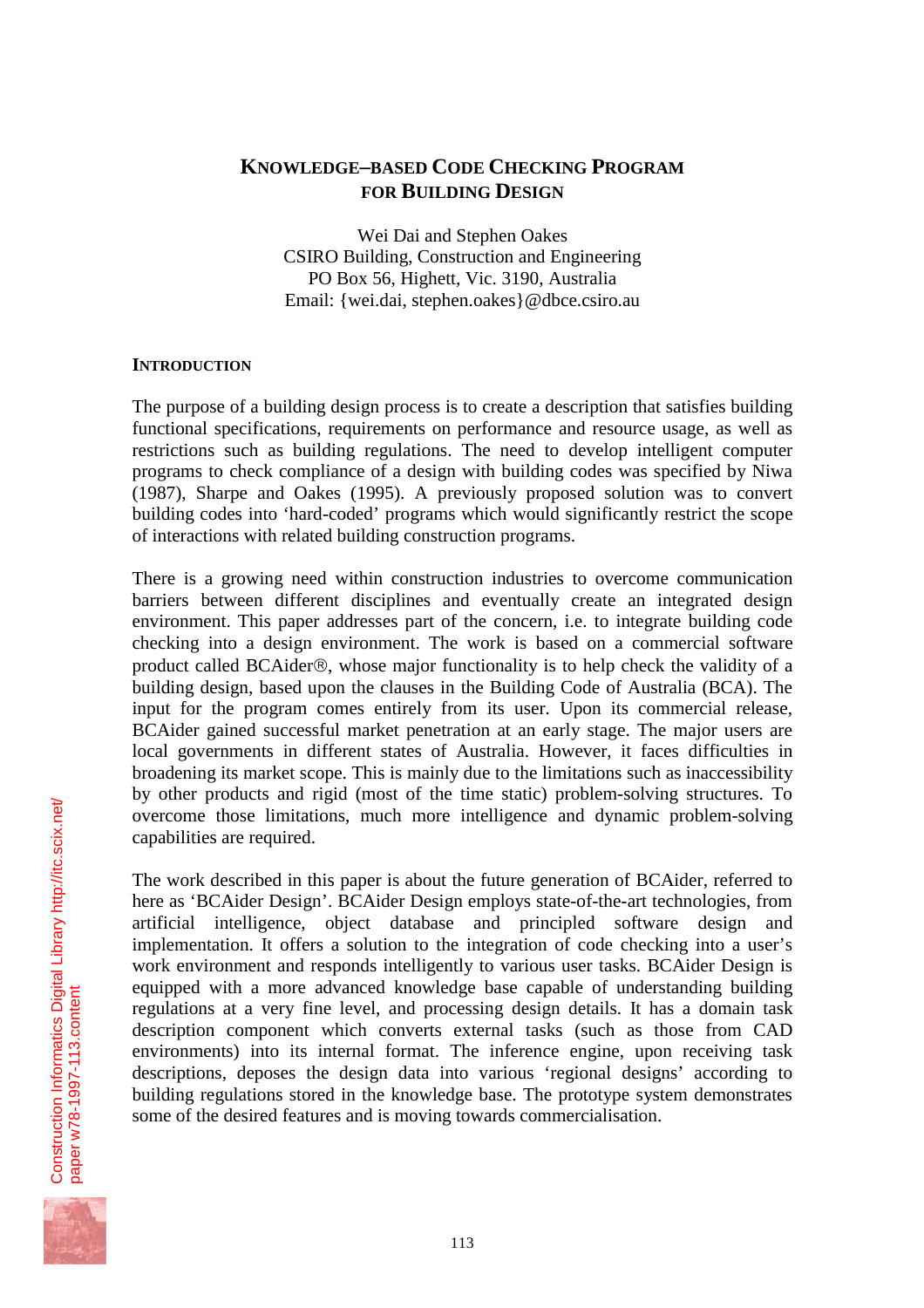# KNOWLEDGE–BASED CODE CHECKING PROGRAM FOR BUILDING DESIGN

Wei Dai and Stephen Oakes
CSIRO Building, Construction and Engineering
PO Box 56, Highett, Vic. 3190, Australia
Email: {wei.dai, stephen.oakes}@dbce.csiro.au

## INTRODUCTION

The purpose of a building design process is to create a description that satisfies building functional specifications, requirements on performance and resource usage, as well as restrictions such as building regulations. The need to develop intelligent computer programs to check compliance of a design with building codes was specified by Niwa (1987), Sharpe and Oakes (1995). A previously proposed solution was to convert building codes into 'hard-coded' programs which would significantly restrict the scope of interactions with related building construction programs.

There is a growing need within construction industries to overcome communication barriers between different disciplines and eventually create an integrated design environment. This paper addresses part of the concern, i.e. to integrate building code checking into a design environment. The work is based on a commercial software product called BCAider®, whose major functionality is to help check the validity of a building design, based upon the clauses in the Building Code of Australia (BCA). The input for the program comes entirely from its user. Upon its commercial release, BCAider gained successful market penetration at an early stage. The major users are local governments in different states of Australia. However, it faces difficulties in broadening its market scope. This is mainly due to the limitations such as inaccessibility by other products and rigid (most of the time static) problem-solving structures. To overcome those limitations, much more intelligence and dynamic problem-solving capabilities are required.

The work described in this paper is about the future generation of BCAider, referred to here as 'BCAider Design'. BCAider Design employs state-of-the-art technologies, from artificial intelligence, object database and principled software design and implementation. It offers a solution to the integration of code checking into a user's work environment and responds intelligently to various user tasks. BCAider Design is equipped with a more advanced knowledge base capable of understanding building regulations at a very fine level, and processing design details. It has a domain task description component which converts external tasks (such as those from CAD environments) into its internal format. The inference engine, upon receiving task descriptions, deposes the design data into various 'regional designs' according to building regulations stored in the knowledge base. The prototype system demonstrates some of the desired features and is moving towards commercialisation.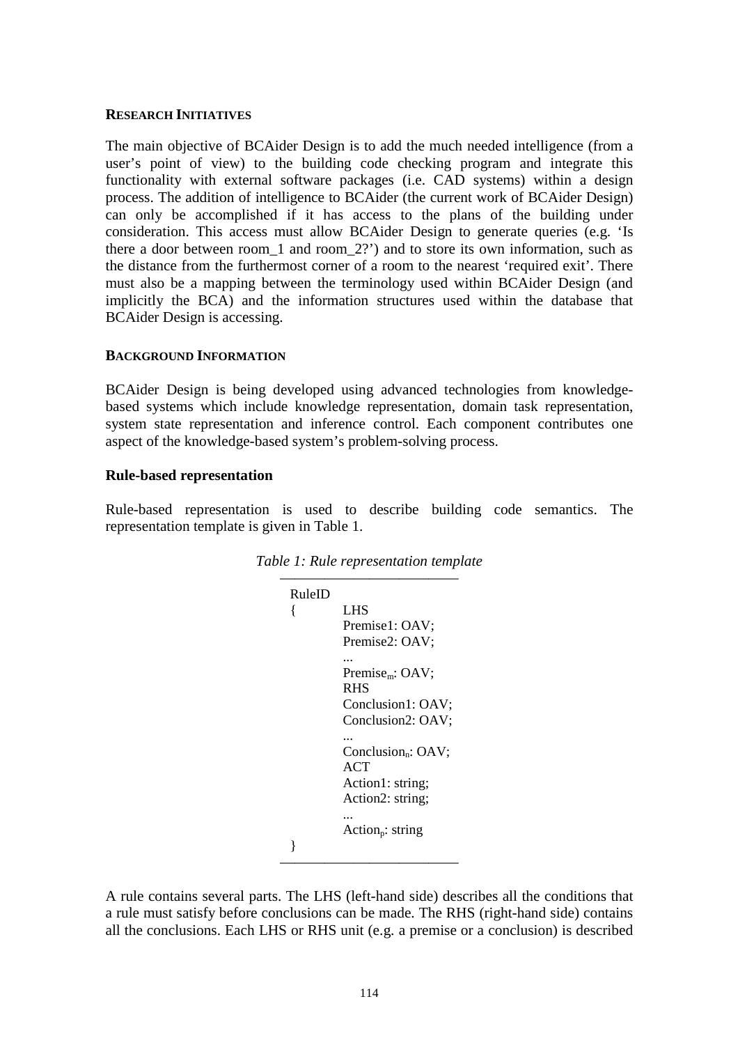### RESEARCH INITIATIVES

The main objective of BCAider Design is to add the much needed intelligence (from a user's point of view) to the building code checking program and integrate this functionality with external software packages (i.e. CAD systems) within a design process. The addition of intelligence to BCAider (the current work of BCAider Design) can only be accomplished if it has access to the plans of the building under consideration. This access must allow BCAider Design to generate queries (e.g. 'Is there a door between room_1 and room_2?') and to store its own information, such as the distance from the furthermost corner of a room to the nearest 'required exit'. There must also be a mapping between the terminology used within BCAider Design (and implicitly the BCA) and the information structures used within the database that BCAider Design is accessing.

### BACKGROUND INFORMATION

BCAider Design is being developed using advanced technologies from knowledge-based systems which include knowledge representation, domain task representation, system state representation and inference control. Each component contributes one aspect of the knowledge-based system's problem-solving process.

#### Rule-based representation

Rule-based representation is used to describe building code semantics. The representation template is given in Table 1.

*Table 1: Rule representation template*

```
RuleID
{       LHS
        Premise1: OAV;
        Premise2: OAV;
        ...
        Premise_m: OAV;
        RHS
        Conclusion1: OAV;
        Conclusion2: OAV;
        ...
        Conclusion_n: OAV;
        ACT
        Action1: string;
        Action2: string;
        ...
        Action_p: string
}
```

A rule contains several parts. The LHS (left-hand side) describes all the conditions that a rule must satisfy before conclusions can be made. The RHS (right-hand side) contains all the conclusions. Each LHS or RHS unit (e.g. a premise or a conclusion) is described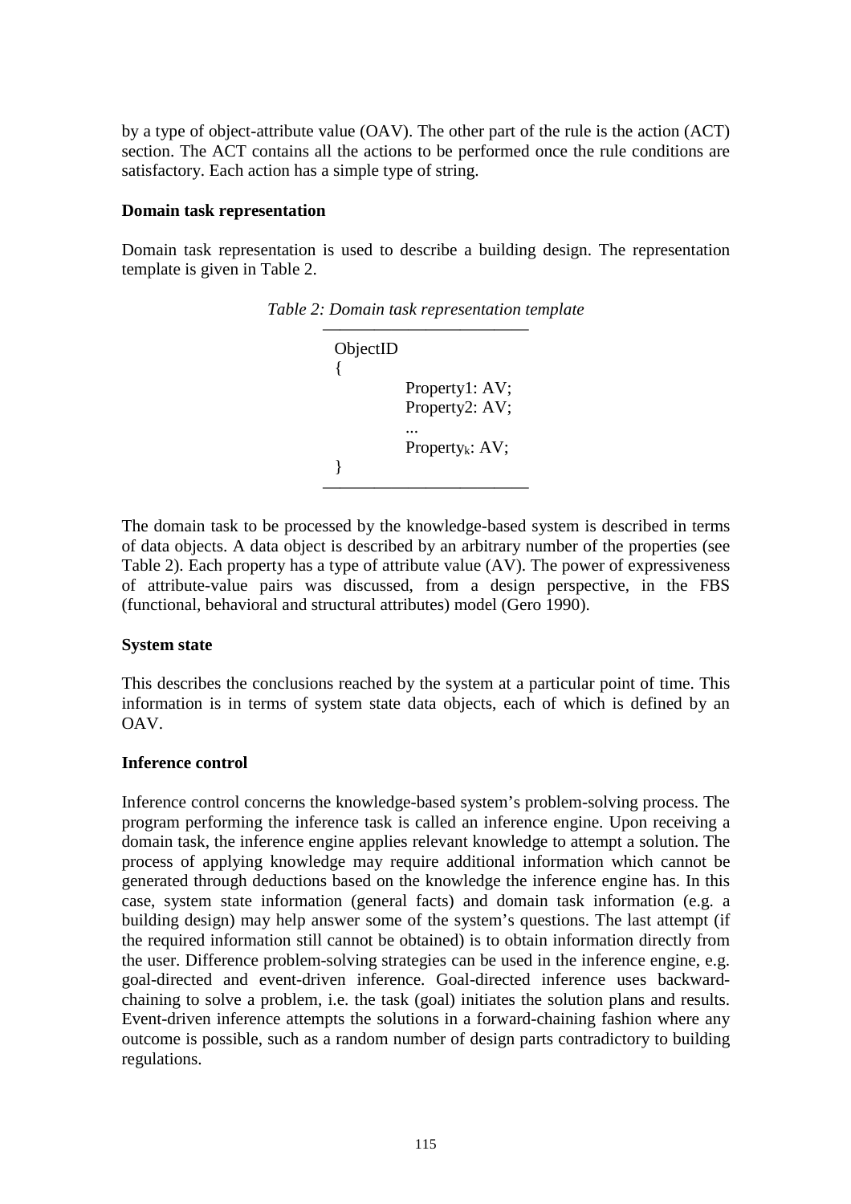by a type of object-attribute value (OAV). The other part of the rule is the action (ACT) section. The ACT contains all the actions to be performed once the rule conditions are satisfactory. Each action has a simple type of string.

**Domain task representation**

Domain task representation is used to describe a building design. The representation template is given in Table 2.

*Table 2: Domain task representation template*

```
ObjectID
{
        Property1: AV;
        Property2: AV;
        ...
        Property_k: AV;
}
```

The domain task to be processed by the knowledge-based system is described in terms of data objects. A data object is described by an arbitrary number of the properties (see Table 2). Each property has a type of attribute value (AV). The power of expressiveness of attribute-value pairs was discussed, from a design perspective, in the FBS (functional, behavioral and structural attributes) model (Gero 1990).

**System state**

This describes the conclusions reached by the system at a particular point of time. This information is in terms of system state data objects, each of which is defined by an OAV.

**Inference control**

Inference control concerns the knowledge-based system's problem-solving process. The program performing the inference task is called an inference engine. Upon receiving a domain task, the inference engine applies relevant knowledge to attempt a solution. The process of applying knowledge may require additional information which cannot be generated through deductions based on the knowledge the inference engine has. In this case, system state information (general facts) and domain task information (e.g. a building design) may help answer some of the system's questions. The last attempt (if the required information still cannot be obtained) is to obtain information directly from the user. Difference problem-solving strategies can be used in the inference engine, e.g. goal-directed and event-driven inference. Goal-directed inference uses backward-chaining to solve a problem, i.e. the task (goal) initiates the solution plans and results. Event-driven inference attempts the solutions in a forward-chaining fashion where any outcome is possible, such as a random number of design parts contradictory to building regulations.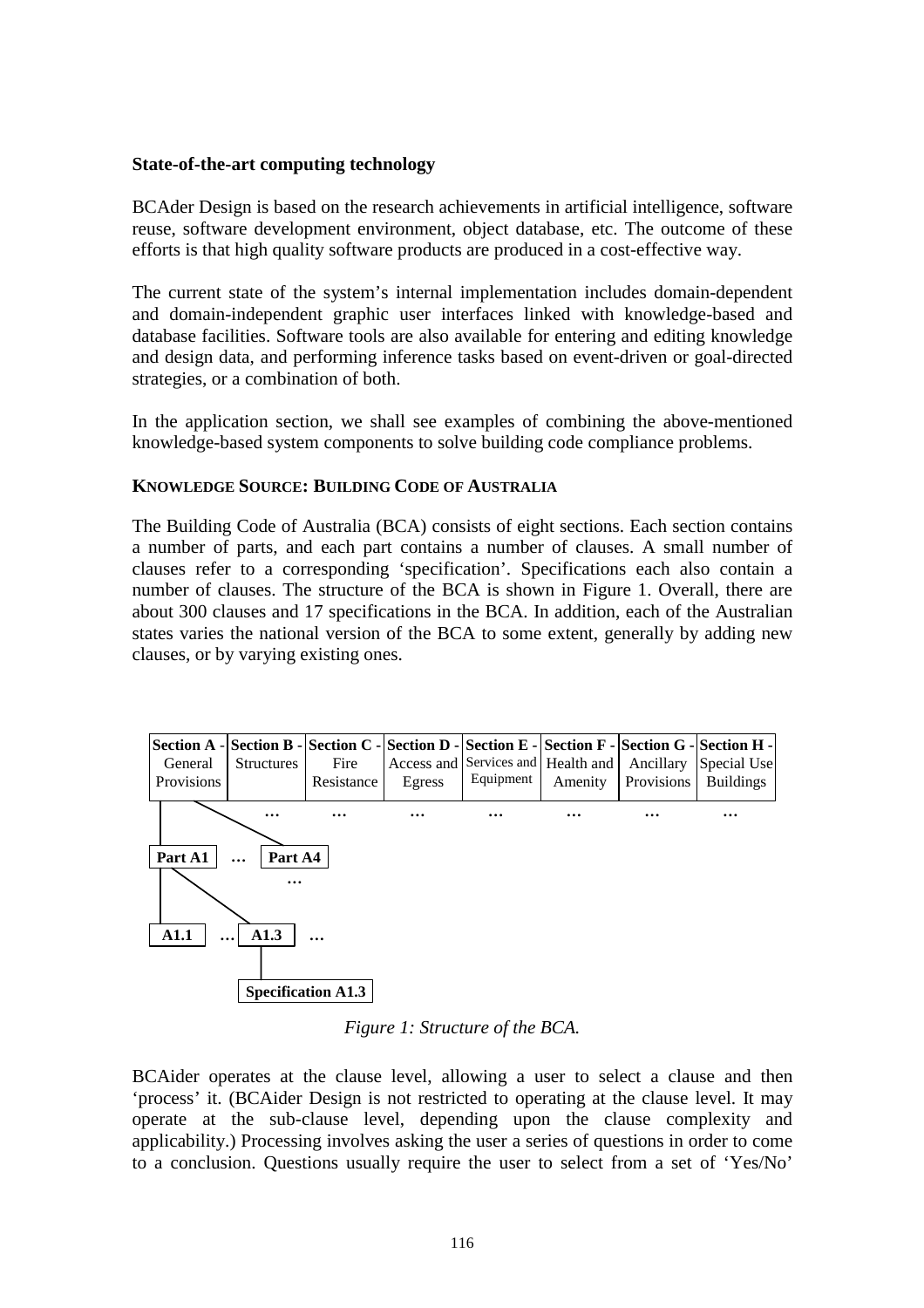**State-of-the-art computing technology**

BCAder Design is based on the research achievements in artificial intelligence, software reuse, software development environment, object database, etc. The outcome of these efforts is that high quality software products are produced in a cost-effective way.

The current state of the system's internal implementation includes domain-dependent and domain-independent graphic user interfaces linked with knowledge-based and database facilities. Software tools are also available for entering and editing knowledge and design data, and performing inference tasks based on event-driven or goal-directed strategies, or a combination of both.

In the application section, we shall see examples of combining the above-mentioned knowledge-based system components to solve building code compliance problems.

## KNOWLEDGE SOURCE: BUILDING CODE OF AUSTRALIA

The Building Code of Australia (BCA) consists of eight sections. Each section contains a number of parts, and each part contains a number of clauses. A small number of clauses refer to a corresponding 'specification'. Specifications each also contain a number of clauses. The structure of the BCA is shown in Figure 1. Overall, there are about 300 clauses and 17 specifications in the BCA. In addition, each of the Australian states varies the national version of the BCA to some extent, generally by adding new clauses, or by varying existing ones.

| **Section A -** General Provisions | **Section B -** Structures | **Section C -** Fire Resistance | **Section D -** Access and Egress | **Section E -** Services and Equipment | **Section F -** Health and Amenity | **Section G -** Ancillary Provisions | **Section H -** Special Use Buildings |
|---|---|---|---|---|---|---|---|

**Part A1** … **Part A4** …

**A1.1** … **A1.3** …

**Specification A1.3**

*Figure 1: Structure of the BCA.*

BCAider operates at the clause level, allowing a user to select a clause and then 'process' it. (BCAider Design is not restricted to operating at the clause level. It may operate at the sub-clause level, depending upon the clause complexity and applicability.) Processing involves asking the user a series of questions in order to come to a conclusion. Questions usually require the user to select from a set of 'Yes/No'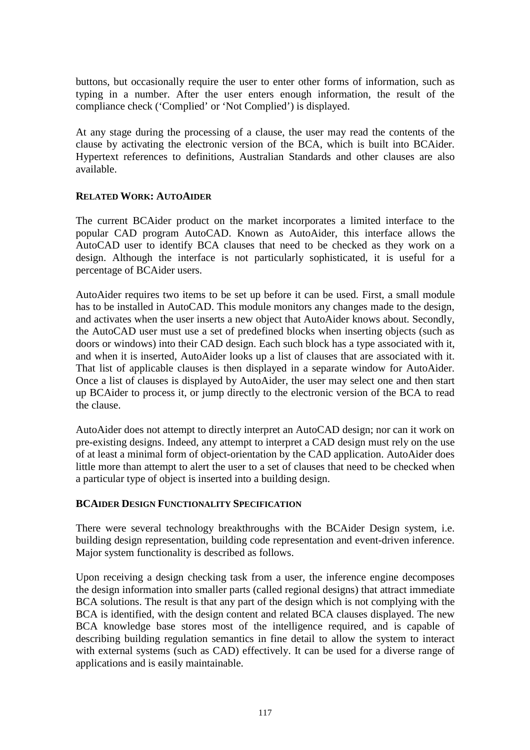buttons, but occasionally require the user to enter other forms of information, such as typing in a number. After the user enters enough information, the result of the compliance check ('Complied' or 'Not Complied') is displayed.

At any stage during the processing of a clause, the user may read the contents of the clause by activating the electronic version of the BCA, which is built into BCAider. Hypertext references to definitions, Australian Standards and other clauses are also available.

## RELATED WORK: AUTOAIDER

The current BCAider product on the market incorporates a limited interface to the popular CAD program AutoCAD. Known as AutoAider, this interface allows the AutoCAD user to identify BCA clauses that need to be checked as they work on a design. Although the interface is not particularly sophisticated, it is useful for a percentage of BCAider users.

AutoAider requires two items to be set up before it can be used. First, a small module has to be installed in AutoCAD. This module monitors any changes made to the design, and activates when the user inserts a new object that AutoAider knows about. Secondly, the AutoCAD user must use a set of predefined blocks when inserting objects (such as doors or windows) into their CAD design. Each such block has a type associated with it, and when it is inserted, AutoAider looks up a list of clauses that are associated with it. That list of applicable clauses is then displayed in a separate window for AutoAider. Once a list of clauses is displayed by AutoAider, the user may select one and then start up BCAider to process it, or jump directly to the electronic version of the BCA to read the clause.

AutoAider does not attempt to directly interpret an AutoCAD design; nor can it work on pre-existing designs. Indeed, any attempt to interpret a CAD design must rely on the use of at least a minimal form of object-orientation by the CAD application. AutoAider does little more than attempt to alert the user to a set of clauses that need to be checked when a particular type of object is inserted into a building design.

## BCAIDER DESIGN FUNCTIONALITY SPECIFICATION

There were several technology breakthroughs with the BCAider Design system, i.e. building design representation, building code representation and event-driven inference. Major system functionality is described as follows.

Upon receiving a design checking task from a user, the inference engine decomposes the design information into smaller parts (called regional designs) that attract immediate BCA solutions. The result is that any part of the design which is not complying with the BCA is identified, with the design content and related BCA clauses displayed. The new BCA knowledge base stores most of the intelligence required, and is capable of describing building regulation semantics in fine detail to allow the system to interact with external systems (such as CAD) effectively. It can be used for a diverse range of applications and is easily maintainable.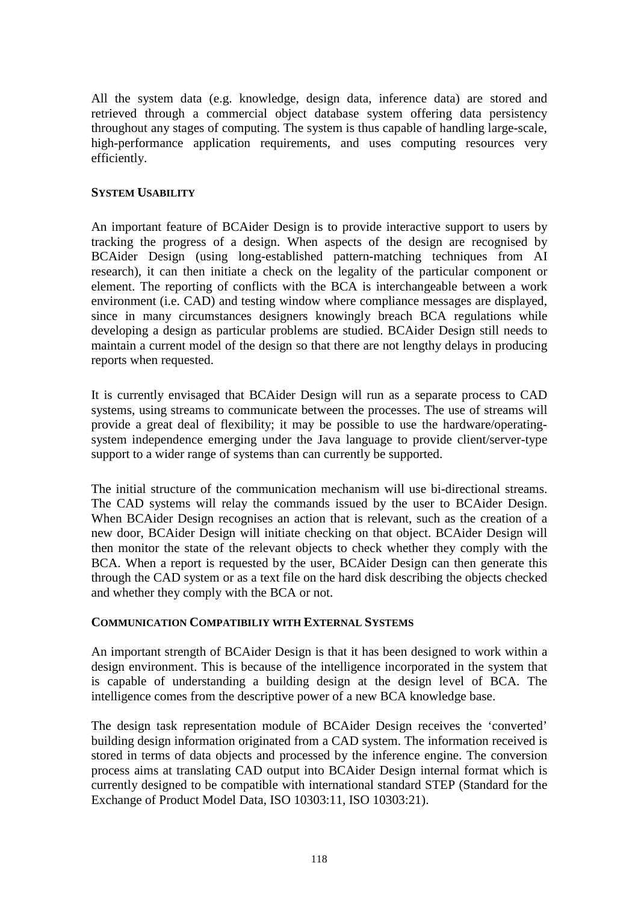All the system data (e.g. knowledge, design data, inference data) are stored and retrieved through a commercial object database system offering data persistency throughout any stages of computing. The system is thus capable of handling large-scale, high-performance application requirements, and uses computing resources very efficiently.

## SYSTEM USABILITY

An important feature of BCAider Design is to provide interactive support to users by tracking the progress of a design. When aspects of the design are recognised by BCAider Design (using long-established pattern-matching techniques from AI research), it can then initiate a check on the legality of the particular component or element. The reporting of conflicts with the BCA is interchangeable between a work environment (i.e. CAD) and testing window where compliance messages are displayed, since in many circumstances designers knowingly breach BCA regulations while developing a design as particular problems are studied. BCAider Design still needs to maintain a current model of the design so that there are not lengthy delays in producing reports when requested.

It is currently envisaged that BCAider Design will run as a separate process to CAD systems, using streams to communicate between the processes. The use of streams will provide a great deal of flexibility; it may be possible to use the hardware/operating-system independence emerging under the Java language to provide client/server-type support to a wider range of systems than can currently be supported.

The initial structure of the communication mechanism will use bi-directional streams. The CAD systems will relay the commands issued by the user to BCAider Design. When BCAider Design recognises an action that is relevant, such as the creation of a new door, BCAider Design will initiate checking on that object. BCAider Design will then monitor the state of the relevant objects to check whether they comply with the BCA. When a report is requested by the user, BCAider Design can then generate this through the CAD system or as a text file on the hard disk describing the objects checked and whether they comply with the BCA or not.

## COMMUNICATION COMPATIBILIY WITH EXTERNAL SYSTEMS

An important strength of BCAider Design is that it has been designed to work within a design environment. This is because of the intelligence incorporated in the system that is capable of understanding a building design at the design level of BCA. The intelligence comes from the descriptive power of a new BCA knowledge base.

The design task representation module of BCAider Design receives the 'converted' building design information originated from a CAD system. The information received is stored in terms of data objects and processed by the inference engine. The conversion process aims at translating CAD output into BCAider Design internal format which is currently designed to be compatible with international standard STEP (Standard for the Exchange of Product Model Data, ISO 10303:11, ISO 10303:21).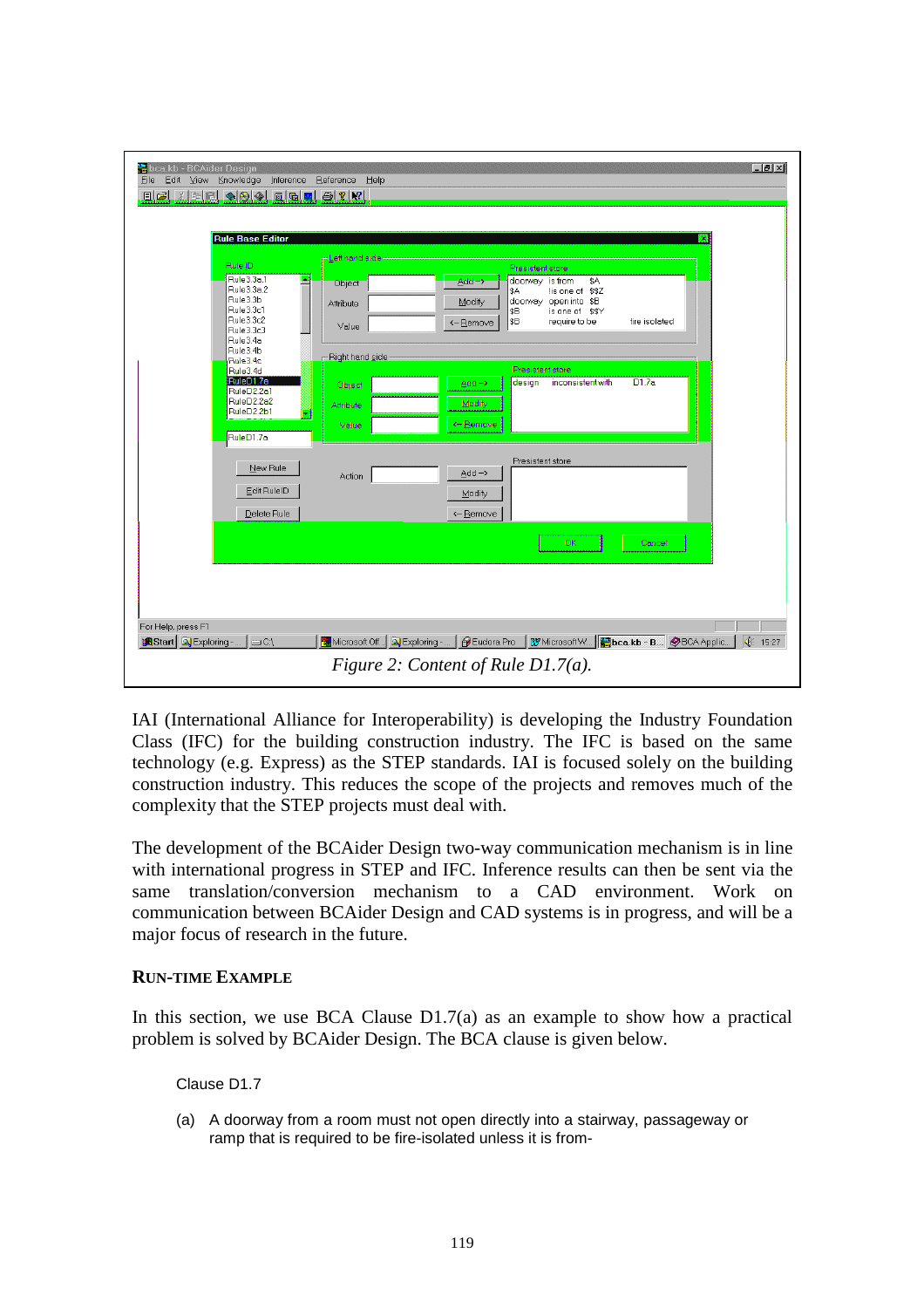Figure 2: Content of Rule D1.7(a).

IAI (International Alliance for Interoperability) is developing the Industry Foundation Class (IFC) for the building construction industry. The IFC is based on the same technology (e.g. Express) as the STEP standards. IAI is focused solely on the building construction industry. This reduces the scope of the projects and removes much of the complexity that the STEP projects must deal with.

The development of the BCAider Design two-way communication mechanism is in line with international progress in STEP and IFC. Inference results can then be sent via the same translation/conversion mechanism to a CAD environment. Work on communication between BCAider Design and CAD systems is in progress, and will be a major focus of research in the future.

### RUN-TIME EXAMPLE

In this section, we use BCA Clause D1.7(a) as an example to show how a practical problem is solved by BCAider Design. The BCA clause is given below.

Clause D1.7

(a) A doorway from a room must not open directly into a stairway, passageway or ramp that is required to be fire-isolated unless it is from-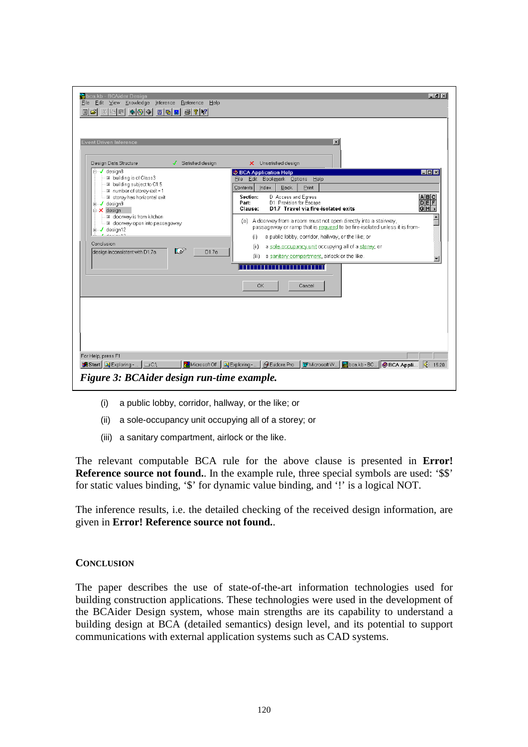*Figure 3: BCAider design run-time example.*

(i) a public lobby, corridor, hallway, or the like; or

(ii) a sole-occupancy unit occupying all of a storey; or

(iii) a sanitary compartment, airlock or the like.

The relevant computable BCA rule for the above clause is presented in **Error! Reference source not found.**. In the example rule, three special symbols are used: '$$' for static values binding, '$' for dynamic value binding, and '!' is a logical NOT.

The inference results, i.e. the detailed checking of the received design information, are given in **Error! Reference source not found.**.

## CONCLUSION

The paper describes the use of state-of-the-art information technologies used for building construction applications. These technologies were used in the development of the BCAider Design system, whose main strengths are its capability to understand a building design at BCA (detailed semantics) design level, and its potential to support communications with external application systems such as CAD systems.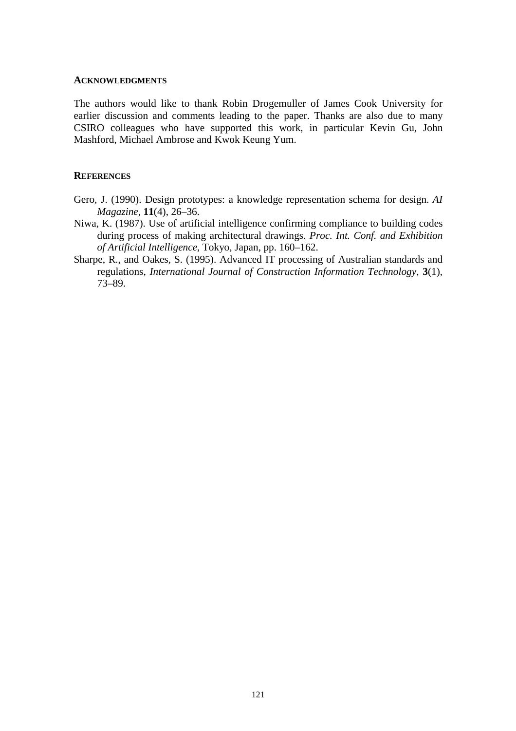## ACKNOWLEDGMENTS

The authors would like to thank Robin Drogemuller of James Cook University for earlier discussion and comments leading to the paper. Thanks are also due to many CSIRO colleagues who have supported this work, in particular Kevin Gu, John Mashford, Michael Ambrose and Kwok Keung Yum.

## REFERENCES

Gero, J. (1990). Design prototypes: a knowledge representation schema for design. *AI Magazine*, **11**(4), 26–36.

Niwa, K. (1987). Use of artificial intelligence confirming compliance to building codes during process of making architectural drawings. *Proc. Int. Conf. and Exhibition of Artificial Intelligence*, Tokyo, Japan, pp. 160–162.

Sharpe, R., and Oakes, S. (1995). Advanced IT processing of Australian standards and regulations, *International Journal of Construction Information Technology*, **3**(1), 73–89.